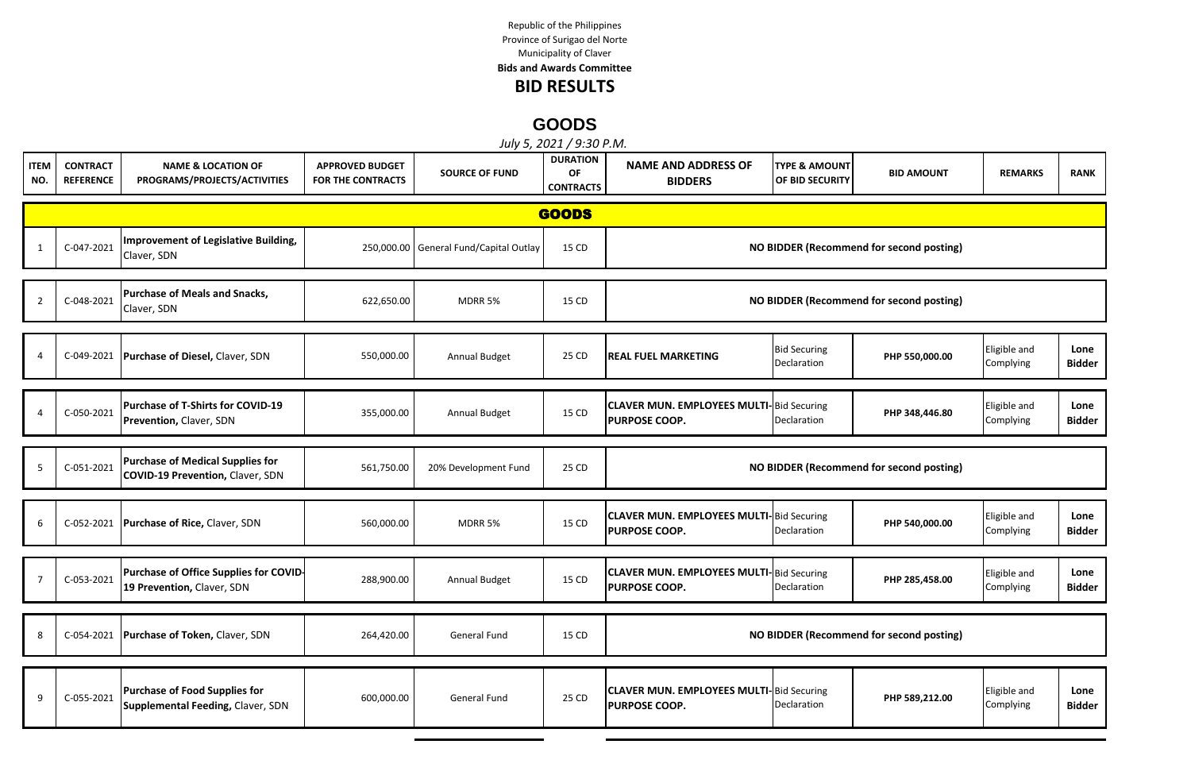Republic of the Philippines
Province of Surigao del Norte
Municipality of Claver
**Bids and Awards Committee**

# BID RESULTS

## GOODS

*July 5, 2021 / 9:30 P.M.*

| ITEM NO. | CONTRACT REFERENCE | NAME & LOCATION OF PROGRAMS/PROJECTS/ACTIVITIES | APPROVED BUDGET FOR THE CONTRACTS | SOURCE OF FUND | DURATION OF CONTRACTS | NAME AND ADDRESS OF BIDDERS | TYPE & AMOUNT OF BID SECURITY | BID AMOUNT | REMARKS | RANK |
|---|---|---|---|---|---|---|---|---|---|---|
| **GOODS** | | | | | | | | | | |
| 1 | C-047-2021 | **Improvement of Legislative Building,** Claver, SDN | 250,000.00 | General Fund/Capital Outlay | 15 CD | **NO BIDDER (Recommend for second posting)** | | | | |
| 2 | C-048-2021 | **Purchase of Meals and Snacks,** Claver, SDN | 622,650.00 | MDRR 5% | 15 CD | **NO BIDDER (Recommend for second posting)** | | | | |
| 4 | C-049-2021 | **Purchase of Diesel,** Claver, SDN | 550,000.00 | Annual Budget | 25 CD | **REAL FUEL MARKETING** | Bid Securing Declaration | **PHP 550,000.00** | Eligible and Complying | **Lone Bidder** |
| 4 | C-050-2021 | **Purchase of T-Shirts for COVID-19 Prevention,** Claver, SDN | 355,000.00 | Annual Budget | 15 CD | **CLAVER MUN. EMPLOYEES MULTI-PURPOSE COOP.** | Bid Securing Declaration | **PHP 348,446.80** | Eligible and Complying | **Lone Bidder** |
| 5 | C-051-2021 | **Purchase of Medical Supplies for COVID-19 Prevention,** Claver, SDN | 561,750.00 | 20% Development Fund | 25 CD | **NO BIDDER (Recommend for second posting)** | | | | |
| 6 | C-052-2021 | **Purchase of Rice,** Claver, SDN | 560,000.00 | MDRR 5% | 15 CD | **CLAVER MUN. EMPLOYEES MULTI-PURPOSE COOP.** | Bid Securing Declaration | **PHP 540,000.00** | Eligible and Complying | **Lone Bidder** |
| 7 | C-053-2021 | **Purchase of Office Supplies for COVID-19 Prevention,** Claver, SDN | 288,900.00 | Annual Budget | 15 CD | **CLAVER MUN. EMPLOYEES MULTI-PURPOSE COOP.** | Bid Securing Declaration | **PHP 285,458.00** | Eligible and Complying | **Lone Bidder** |
| 8 | C-054-2021 | **Purchase of Token,** Claver, SDN | 264,420.00 | General Fund | 15 CD | **NO BIDDER (Recommend for second posting)** | | | | |
| 9 | C-055-2021 | **Purchase of Food Supplies for Supplemental Feeding,** Claver, SDN | 600,000.00 | General Fund | 25 CD | **CLAVER MUN. EMPLOYEES MULTI-PURPOSE COOP.** | Bid Securing Declaration | **PHP 589,212.00** | Eligible and Complying | **Lone Bidder** |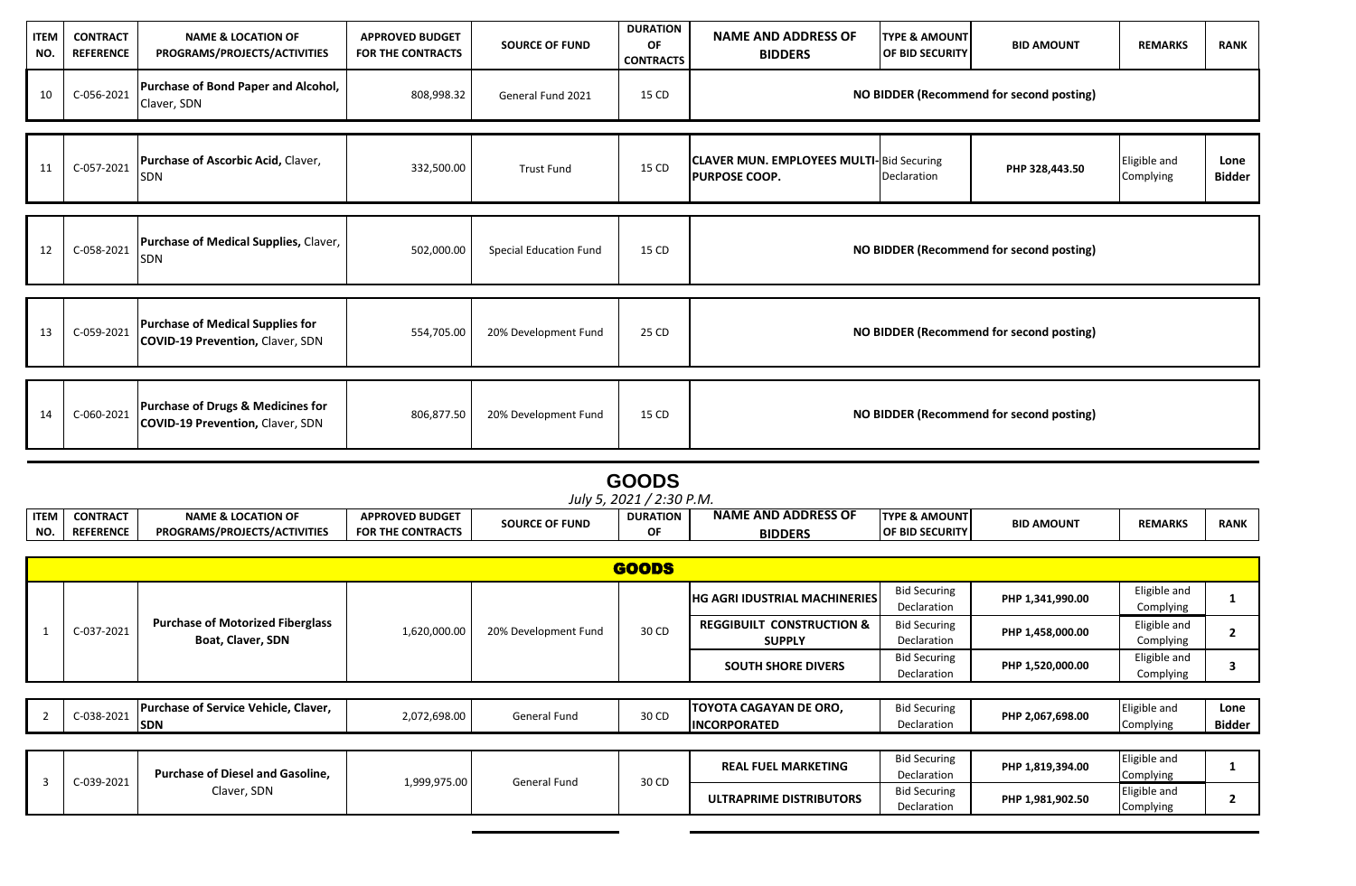| ITEM NO. | CONTRACT REFERENCE | NAME & LOCATION OF PROGRAMS/PROJECTS/ACTIVITIES | APPROVED BUDGET FOR THE CONTRACTS | SOURCE OF FUND | DURATION OF CONTRACTS | NAME AND ADDRESS OF BIDDERS | TYPE & AMOUNT OF BID SECURITY | BID AMOUNT | REMARKS | RANK |
|---|---|---|---|---|---|---|---|---|---|---|
| 10 | C-056-2021 | **Purchase of Bond Paper and Alcohol,** Claver, SDN | 808,998.32 | General Fund 2021 | 15 CD | NO BIDDER (Recommend for second posting) | | | | |
| 11 | C-057-2021 | **Purchase of Ascorbic Acid,** Claver, SDN | 332,500.00 | Trust Fund | 15 CD | CLAVER MUN. EMPLOYEES MULTI-PURPOSE COOP. | Bid Securing Declaration | PHP 328,443.50 | Eligible and Complying | Lone Bidder |
| 12 | C-058-2021 | **Purchase of Medical Supplies,** Claver, SDN | 502,000.00 | Special Education Fund | 15 CD | NO BIDDER (Recommend for second posting) | | | | |
| 13 | C-059-2021 | **Purchase of Medical Supplies for COVID-19 Prevention,** Claver, SDN | 554,705.00 | 20% Development Fund | 25 CD | NO BIDDER (Recommend for second posting) | | | | |
| 14 | C-060-2021 | **Purchase of Drugs & Medicines for COVID-19 Prevention,** Claver, SDN | 806,877.50 | 20% Development Fund | 15 CD | NO BIDDER (Recommend for second posting) | | | | |

# GOODS

*July 5, 2021 / 2:30 P.M.*

| ITEM NO. | CONTRACT REFERENCE | NAME & LOCATION OF PROGRAMS/PROJECTS/ACTIVITIES | APPROVED BUDGET FOR THE CONTRACTS | SOURCE OF FUND | DURATION OF | NAME AND ADDRESS OF BIDDERS | TYPE & AMOUNT OF BID SECURITY | BID AMOUNT | REMARKS | RANK |
|---|---|---|---|---|---|---|---|---|---|---|
| **GOODS** | | | | | | | | | | |
| 1 | C-037-2021 | **Purchase of Motorized Fiberglass Boat, Claver, SDN** | 1,620,000.00 | 20% Development Fund | 30 CD | HG AGRI IDUSTRIAL MACHINERIES | Bid Securing Declaration | PHP 1,341,990.00 | Eligible and Complying | 1 |
| | | | | | | REGGIBUILT CONSTRUCTION & SUPPLY | Bid Securing Declaration | PHP 1,458,000.00 | Eligible and Complying | 2 |
| | | | | | | SOUTH SHORE DIVERS | Bid Securing Declaration | PHP 1,520,000.00 | Eligible and Complying | 3 |
| 2 | C-038-2021 | **Purchase of Service Vehicle, Claver, SDN** | 2,072,698.00 | General Fund | 30 CD | TOYOTA CAGAYAN DE ORO, INCORPORATED | Bid Securing Declaration | PHP 2,067,698.00 | Eligible and Complying | Lone Bidder |
| 3 | C-039-2021 | **Purchase of Diesel and Gasoline,** Claver, SDN | 1,999,975.00 | General Fund | 30 CD | REAL FUEL MARKETING | Bid Securing Declaration | PHP 1,819,394.00 | Eligible and Complying | 1 |
| | | | | | | ULTRAPRIME DISTRIBUTORS | Bid Securing Declaration | PHP 1,981,902.50 | Eligible and Complying | 2 |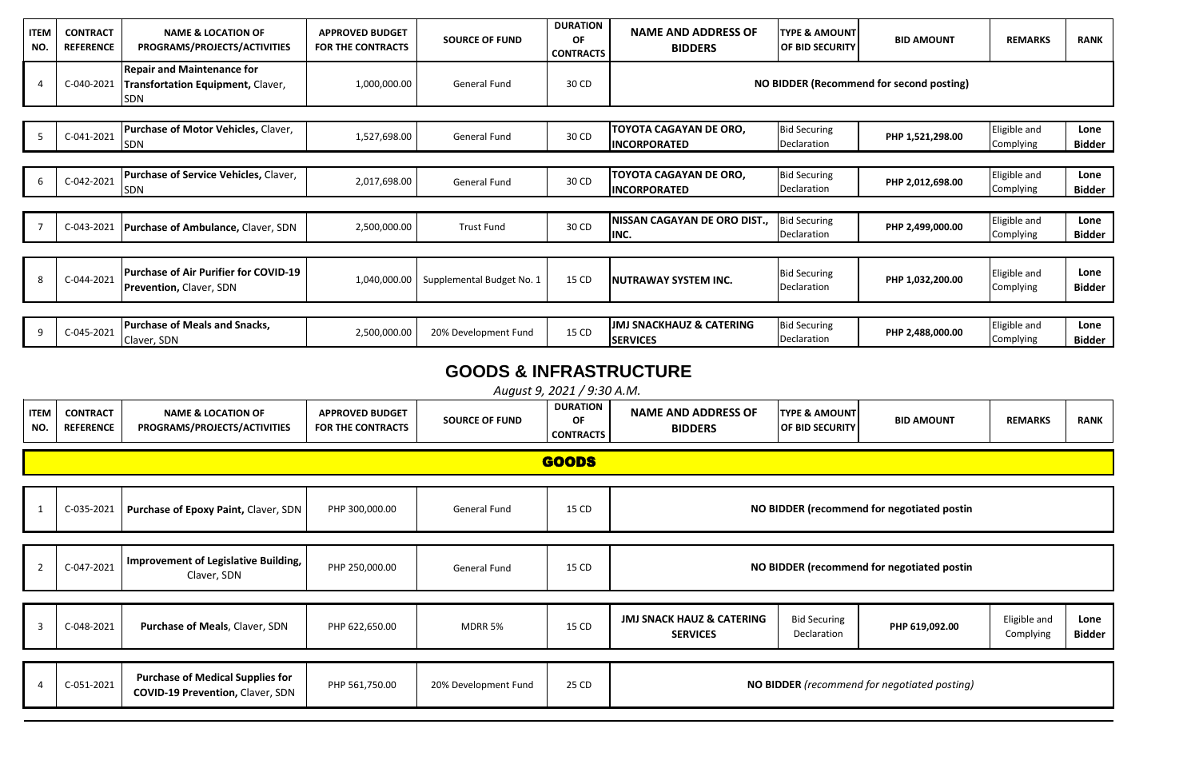| ITEM NO. | CONTRACT REFERENCE | NAME & LOCATION OF PROGRAMS/PROJECTS/ACTIVITIES | APPROVED BUDGET FOR THE CONTRACTS | SOURCE OF FUND | DURATION OF CONTRACTS | NAME AND ADDRESS OF BIDDERS | TYPE & AMOUNT OF BID SECURITY | BID AMOUNT | REMARKS | RANK |
|---|---|---|---|---|---|---|---|---|---|---|
| 4 | C-040-2021 | **Repair and Maintenance for Transfortation Equipment,** Claver, SDN | 1,000,000.00 | General Fund | 30 CD | **NO BIDDER (Recommend for second posting)** | | | | |
| 5 | C-041-2021 | **Purchase of Motor Vehicles,** Claver, SDN | 1,527,698.00 | General Fund | 30 CD | **TOYOTA CAGAYAN DE ORO, INCORPORATED** | Bid Securing Declaration | **PHP 1,521,298.00** | Eligible and Complying | **Lone Bidder** |
| 6 | C-042-2021 | **Purchase of Service Vehicles,** Claver, SDN | 2,017,698.00 | General Fund | 30 CD | **TOYOTA CAGAYAN DE ORO, INCORPORATED** | Bid Securing Declaration | **PHP 2,012,698.00** | Eligible and Complying | **Lone Bidder** |
| 7 | C-043-2021 | **Purchase of Ambulance,** Claver, SDN | 2,500,000.00 | Trust Fund | 30 CD | **NISSAN CAGAYAN DE ORO DIST., INC.** | Bid Securing Declaration | **PHP 2,499,000.00** | Eligible and Complying | **Lone Bidder** |
| 8 | C-044-2021 | **Purchase of Air Purifier for COVID-19 Prevention,** Claver, SDN | 1,040,000.00 | Supplemental Budget No. 1 | 15 CD | **NUTRAWAY SYSTEM INC.** | Bid Securing Declaration | **PHP 1,032,200.00** | Eligible and Complying | **Lone Bidder** |
| 9 | C-045-2021 | **Purchase of Meals and Snacks,** Claver, SDN | 2,500,000.00 | 20% Development Fund | 15 CD | **JMJ SNACKHAUZ & CATERING SERVICES** | Bid Securing Declaration | **PHP 2,488,000.00** | Eligible and Complying | **Lone Bidder** |

## GOODS & INFRASTRUCTURE

*August 9, 2021 / 9:30 A.M.*

| ITEM NO. | CONTRACT REFERENCE | NAME & LOCATION OF PROGRAMS/PROJECTS/ACTIVITIES | APPROVED BUDGET FOR THE CONTRACTS | SOURCE OF FUND | DURATION OF CONTRACTS | NAME AND ADDRESS OF BIDDERS | TYPE & AMOUNT OF BID SECURITY | BID AMOUNT | REMARKS | RANK |
|---|---|---|---|---|---|---|---|---|---|---|
| **GOODS** | | | | | | | | | | |
| 1 | C-035-2021 | **Purchase of Epoxy Paint,** Claver, SDN | PHP 300,000.00 | General Fund | 15 CD | **NO BIDDER (recommend for negotiated postin** | | | | |
| 2 | C-047-2021 | **Improvement of Legislative Building,** Claver, SDN | PHP 250,000.00 | General Fund | 15 CD | **NO BIDDER (recommend for negotiated postin** | | | | |
| 3 | C-048-2021 | **Purchase of Meals**, Claver, SDN | PHP 622,650.00 | MDRR 5% | 15 CD | **JMJ SNACK HAUZ & CATERING SERVICES** | Bid Securing Declaration | **PHP 619,092.00** | Eligible and Complying | **Lone Bidder** |
| 4 | C-051-2021 | **Purchase of Medical Supplies for COVID-19 Prevention,** Claver, SDN | PHP 561,750.00 | 20% Development Fund | 25 CD | **NO BIDDER** *(recommend for negotiated posting)* | | | | |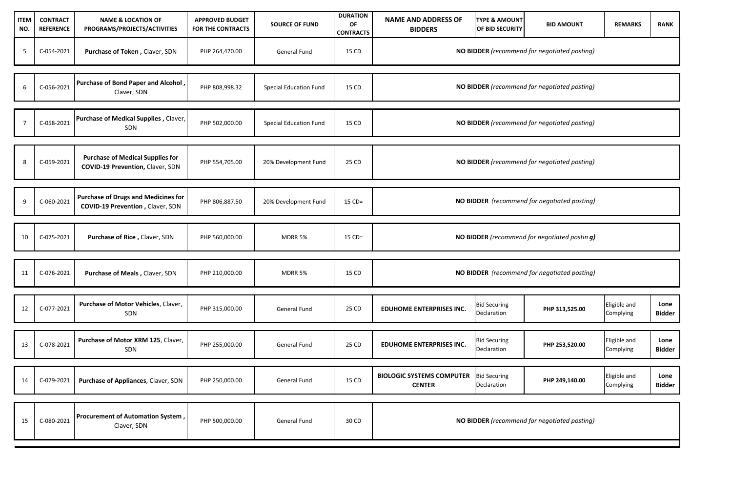| ITEM NO. | CONTRACT REFERENCE | NAME & LOCATION OF PROGRAMS/PROJECTS/ACTIVITIES | APPROVED BUDGET FOR THE CONTRACTS | SOURCE OF FUND | DURATION OF CONTRACTS | NAME AND ADDRESS OF BIDDERS | TYPE & AMOUNT OF BID SECURITY | BID AMOUNT | REMARKS | RANK |
|---|---|---|---|---|---|---|---|---|---|---|
| 5 | C-054-2021 | **Purchase of Token ,** Claver, SDN | PHP 264,420.00 | General Fund | 15 CD | **NO BIDDER** *(recommend for negotiated posting)* | | | | |
| 6 | C-056-2021 | **Purchase of Bond Paper and Alcohol ,** Claver, SDN | PHP 808,998.32 | Special Education Fund | 15 CD | **NO BIDDER** *(recommend for negotiated posting)* | | | | |
| 7 | C-058-2021 | **Purchase of Medical Supplies ,** Claver, SDN | PHP 502,000.00 | Special Education Fund | 15 CD | **NO BIDDER** *(recommend for negotiated posting)* | | | | |
| 8 | C-059-2021 | **Purchase of Medical Supplies for COVID-19 Prevention,** Claver, SDN | PHP 554,705.00 | 20% Development Fund | 25 CD | **NO BIDDER** *(recommend for negotiated posting)* | | | | |
| 9 | C-060-2021 | **Purchase of Drugs and Medicines for COVID-19 Prevention ,** Claver, SDN | PHP 806,887.50 | 20% Development Fund | 15 CD= | **NO BIDDER** *(recommend for negotiated posting)* | | | | |
| 10 | C-075-2021 | **Purchase of Rice ,** Claver, SDN | PHP 560,000.00 | MDRR 5% | 15 CD= | **NO BIDDER** *(recommend for negotiated postin g)* | | | | |
| 11 | C-076-2021 | **Purchase of Meals ,** Claver, SDN | PHP 210,000.00 | MDRR 5% | 15 CD | **NO BIDDER** *(recommend for negotiated posting)* | | | | |
| 12 | C-077-2021 | **Purchase of Motor Vehicles**, Claver, SDN | PHP 315,000.00 | General Fund | 25 CD | **EDUHOME ENTERPRISES INC.** | Bid Securing Declaration | **PHP 313,525.00** | Eligible and Complying | **Lone Bidder** |
| 13 | C-078-2021 | **Purchase of Motor XRM 125**, Claver, SDN | PHP 255,000.00 | General Fund | 25 CD | **EDUHOME ENTERPRISES INC.** | Bid Securing Declaration | **PHP 253,520.00** | Eligible and Complying | **Lone Bidder** |
| 14 | C-079-2021 | **Purchase of Appliances**, Claver, SDN | PHP 250,000.00 | General Fund | 15 CD | **BIOLOGIC SYSTEMS COMPUTER CENTER** | Bid Securing Declaration | **PHP 249,140.00** | Eligible and Complying | **Lone Bidder** |
| 15 | C-080-2021 | **Procurement of Automation System ,** Claver, SDN | PHP 500,000.00 | General Fund | 30 CD | **NO BIDDER** *(recommend for negotiated posting)* | | | | |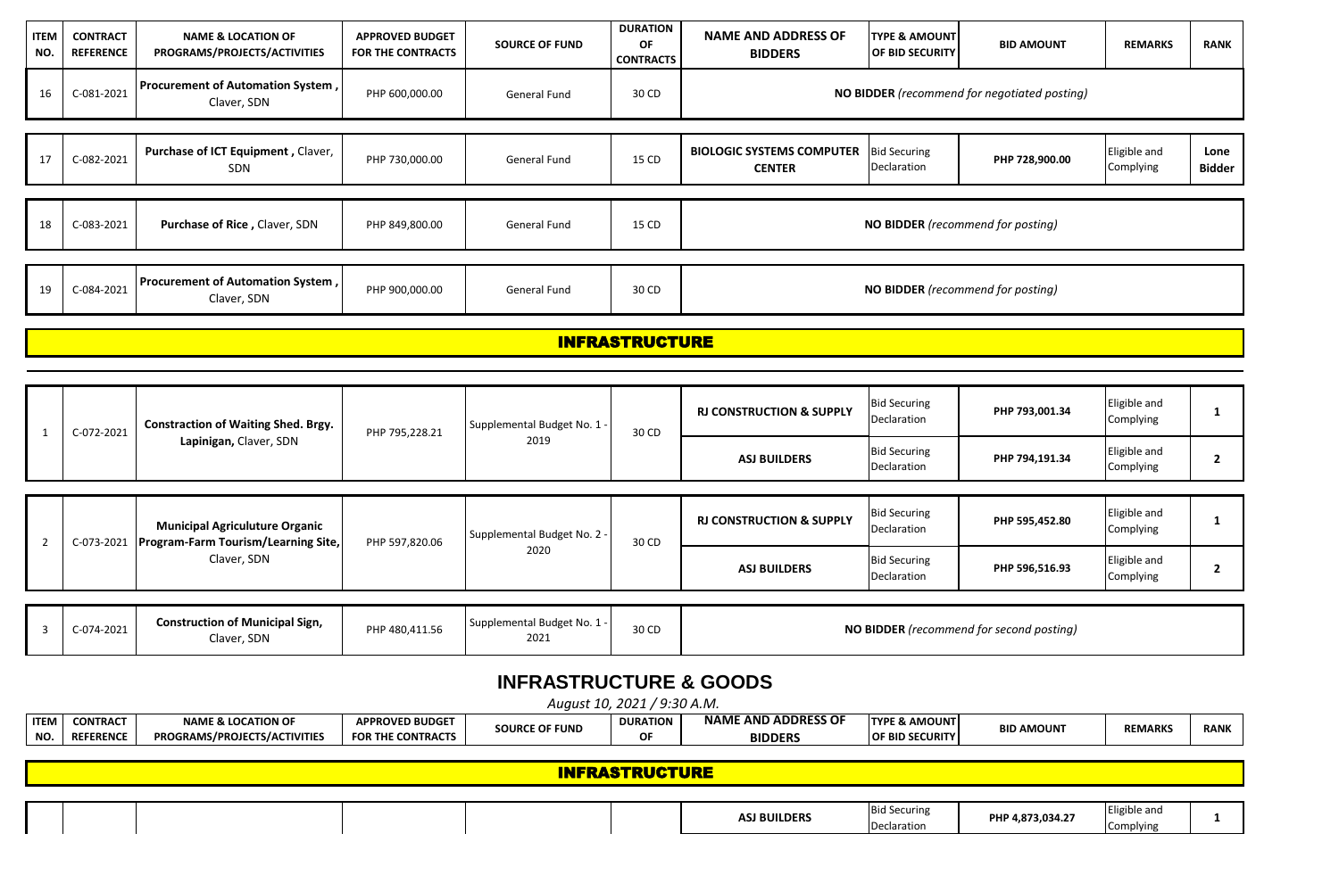| ITEM NO. | CONTRACT REFERENCE | NAME & LOCATION OF PROGRAMS/PROJECTS/ACTIVITIES | APPROVED BUDGET FOR THE CONTRACTS | SOURCE OF FUND | DURATION OF CONTRACTS | NAME AND ADDRESS OF BIDDERS | TYPE & AMOUNT OF BID SECURITY | BID AMOUNT | REMARKS | RANK |
|---|---|---|---|---|---|---|---|---|---|---|
| 16 | C-081-2021 | **Procurement of Automation System ,** Claver, SDN | PHP 600,000.00 | General Fund | 30 CD | **NO BIDDER** *(recommend for negotiated posting)* | | | | |
| 17 | C-082-2021 | **Purchase of ICT Equipment ,** Claver, SDN | PHP 730,000.00 | General Fund | 15 CD | **BIOLOGIC SYSTEMS COMPUTER CENTER** | Bid Securing Declaration | **PHP 728,900.00** | Eligible and Complying | **Lone Bidder** |
| 18 | C-083-2021 | **Purchase of Rice ,** Claver, SDN | PHP 849,800.00 | General Fund | 15 CD | **NO BIDDER** *(recommend for posting)* | | | | |
| 19 | C-084-2021 | **Procurement of Automation System ,** Claver, SDN | PHP 900,000.00 | General Fund | 30 CD | **NO BIDDER** *(recommend for posting)* | | | | |

## INFRASTRUCTURE

| ITEM NO. | CONTRACT REFERENCE | NAME & LOCATION OF PROGRAMS/PROJECTS/ACTIVITIES | APPROVED BUDGET FOR THE CONTRACTS | SOURCE OF FUND | DURATION OF CONTRACTS | NAME AND ADDRESS OF BIDDERS | TYPE & AMOUNT OF BID SECURITY | BID AMOUNT | REMARKS | RANK |
|---|---|---|---|---|---|---|---|---|---|---|
| 1 | C-072-2021 | **Constraction of Waiting Shed. Brgy. Lapinigan,** Claver, SDN | PHP 795,228.21 | Supplemental Budget No. 1 - 2019 | 30 CD | **RJ CONSTRUCTION & SUPPLY** | Bid Securing Declaration | **PHP 793,001.34** | Eligible and Complying | **1** |
| | | | | | | **ASJ BUILDERS** | Bid Securing Declaration | **PHP 794,191.34** | Eligible and Complying | **2** |
| 2 | C-073-2021 | **Municipal Agriculuture Organic Program-Farm Tourism/Learning Site,** Claver, SDN | PHP 597,820.06 | Supplemental Budget No. 2 - 2020 | 30 CD | **RJ CONSTRUCTION & SUPPLY** | Bid Securing Declaration | **PHP 595,452.80** | Eligible and Complying | **1** |
| | | | | | | **ASJ BUILDERS** | Bid Securing Declaration | **PHP 596,516.93** | Eligible and Complying | **2** |
| 3 | C-074-2021 | **Construction of Municipal Sign,** Claver, SDN | PHP 480,411.56 | Supplemental Budget No. 1 - 2021 | 30 CD | **NO BIDDER** *(recommend for second posting)* | | | | |

# INFRASTRUCTURE & GOODS

*August 10, 2021 / 9:30 A.M.*

| ITEM NO. | CONTRACT REFERENCE | NAME & LOCATION OF PROGRAMS/PROJECTS/ACTIVITIES | APPROVED BUDGET FOR THE CONTRACTS | SOURCE OF FUND | DURATION OF | NAME AND ADDRESS OF BIDDERS | TYPE & AMOUNT OF BID SECURITY | BID AMOUNT | REMARKS | RANK |
|---|---|---|---|---|---|---|---|---|---|---|
| **INFRASTRUCTURE** | | | | | | | | | | |
| | | | | | | **ASJ BUILDERS** | Bid Securing Declaration | **PHP 4,873,034.27** | Eligible and Complying | **1** |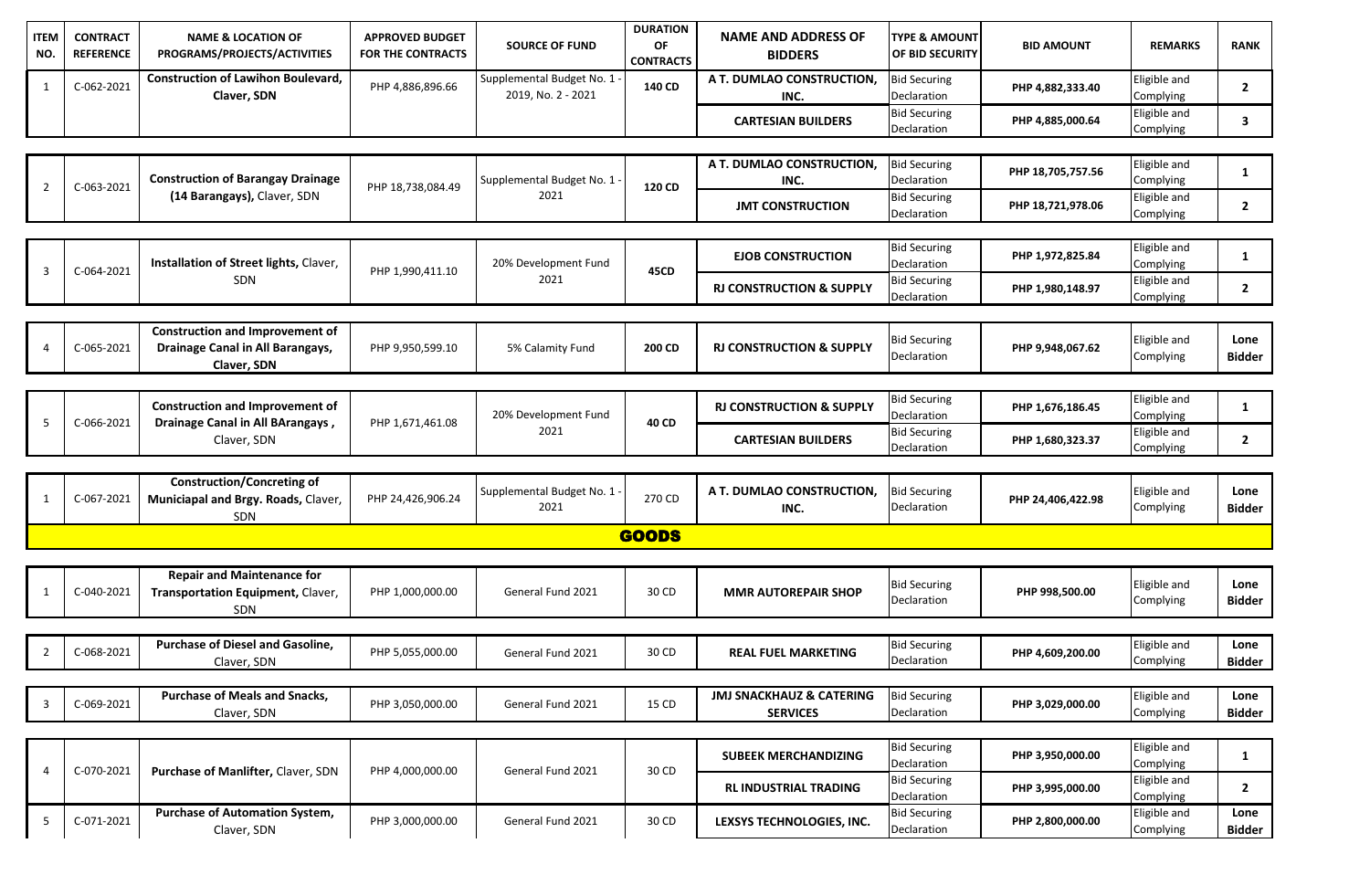| ITEM NO. | CONTRACT REFERENCE | NAME & LOCATION OF PROGRAMS/PROJECTS/ACTIVITIES | APPROVED BUDGET FOR THE CONTRACTS | SOURCE OF FUND | DURATION OF CONTRACTS | NAME AND ADDRESS OF BIDDERS | TYPE & AMOUNT OF BID SECURITY | BID AMOUNT | REMARKS | RANK |
|---|---|---|---|---|---|---|---|---|---|---|
| 1 | C-062-2021 | **Construction of Lawihon Boulevard, Claver, SDN** | PHP 4,886,896.66 | Supplemental Budget No. 1 - 2019, No. 2 - 2021 | **140 CD** | **A T. DUMLAO CONSTRUCTION, INC.** | Bid Securing Declaration | **PHP 4,882,333.40** | Eligible and Complying | **2** |
| | | | | | | **CARTESIAN BUILDERS** | Bid Securing Declaration | **PHP 4,885,000.64** | Eligible and Complying | **3** |
| 2 | C-063-2021 | **Construction of Barangay Drainage (14 Barangays),** Claver, SDN | PHP 18,738,084.49 | Supplemental Budget No. 1 - 2021 | **120 CD** | **A T. DUMLAO CONSTRUCTION, INC.** | Bid Securing Declaration | **PHP 18,705,757.56** | Eligible and Complying | **1** |
| | | | | | | **JMT CONSTRUCTION** | Bid Securing Declaration | **PHP 18,721,978.06** | Eligible and Complying | **2** |
| 3 | C-064-2021 | **Installation of Street lights,** Claver, SDN | PHP 1,990,411.10 | 20% Development Fund 2021 | **45CD** | **EJOB CONSTRUCTION** | Bid Securing Declaration | **PHP 1,972,825.84** | Eligible and Complying | **1** |
| | | | | | | **RJ CONSTRUCTION & SUPPLY** | Bid Securing Declaration | **PHP 1,980,148.97** | Eligible and Complying | **2** |
| 4 | C-065-2021 | **Construction and Improvement of Drainage Canal in All Barangays, Claver, SDN** | PHP 9,950,599.10 | 5% Calamity Fund | **200 CD** | **RJ CONSTRUCTION & SUPPLY** | Bid Securing Declaration | **PHP 9,948,067.62** | Eligible and Complying | **Lone Bidder** |
| 5 | C-066-2021 | **Construction and Improvement of Drainage Canal in All BArangays ,** Claver, SDN | PHP 1,671,461.08 | 20% Development Fund 2021 | **40 CD** | **RJ CONSTRUCTION & SUPPLY** | Bid Securing Declaration | **PHP 1,676,186.45** | Eligible and Complying | **1** |
| | | | | | | **CARTESIAN BUILDERS** | Bid Securing Declaration | **PHP 1,680,323.37** | Eligible and Complying | **2** |
| 1 | C-067-2021 | **Construction/Concreting of Municiapal and Brgy. Roads,** Claver, SDN | PHP 24,426,906.24 | Supplemental Budget No. 1 - 2021 | 270 CD | **A T. DUMLAO CONSTRUCTION, INC.** | Bid Securing Declaration | **PHP 24,406,422.98** | Eligible and Complying | **Lone Bidder** |
| | | | | | **GOODS** | | | | | |
| 1 | C-040-2021 | **Repair and Maintenance for Transportation Equipment,** Claver, SDN | PHP 1,000,000.00 | General Fund 2021 | 30 CD | **MMR AUTOREPAIR SHOP** | Bid Securing Declaration | **PHP 998,500.00** | Eligible and Complying | **Lone Bidder** |
| 2 | C-068-2021 | **Purchase of Diesel and Gasoline,** Claver, SDN | PHP 5,055,000.00 | General Fund 2021 | 30 CD | **REAL FUEL MARKETING** | Bid Securing Declaration | **PHP 4,609,200.00** | Eligible and Complying | **Lone Bidder** |
| 3 | C-069-2021 | **Purchase of Meals and Snacks,** Claver, SDN | PHP 3,050,000.00 | General Fund 2021 | 15 CD | **JMJ SNACKHAUZ & CATERING SERVICES** | Bid Securing Declaration | **PHP 3,029,000.00** | Eligible and Complying | **Lone Bidder** |
| 4 | C-070-2021 | **Purchase of Manlifter,** Claver, SDN | PHP 4,000,000.00 | General Fund 2021 | 30 CD | **SUBEEK MERCHANDIZING** | Bid Securing Declaration | **PHP 3,950,000.00** | Eligible and Complying | **1** |
| | | | | | | **RL INDUSTRIAL TRADING** | Bid Securing Declaration | **PHP 3,995,000.00** | Eligible and Complying | **2** |
| 5 | C-071-2021 | **Purchase of Automation System,** Claver, SDN | PHP 3,000,000.00 | General Fund 2021 | 30 CD | **LEXSYS TECHNOLOGIES, INC.** | Bid Securing Declaration | **PHP 2,800,000.00** | Eligible and Complying | **Lone Bidder** |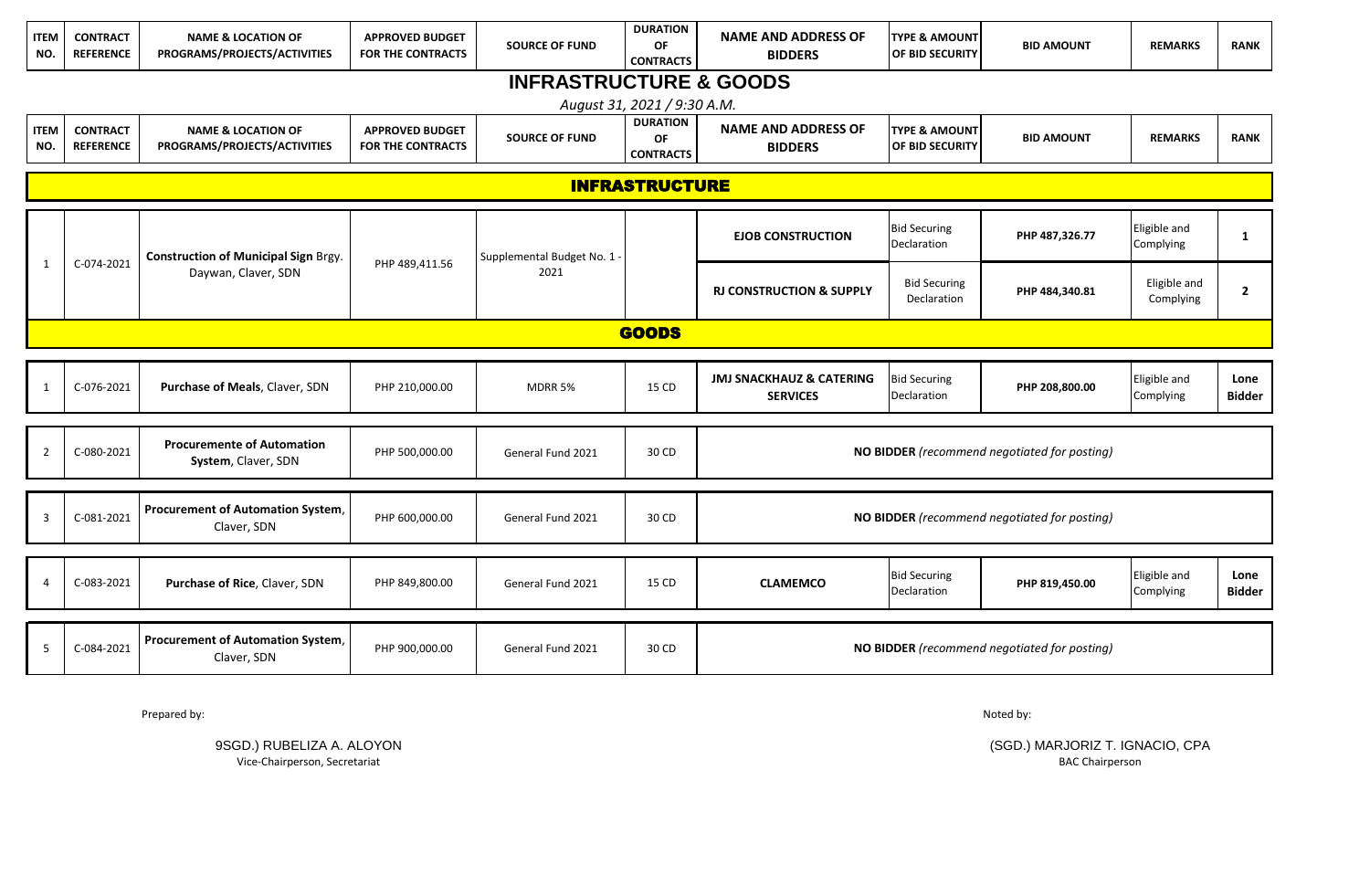## INFRASTRUCTURE & GOODS

*August 31, 2021 / 9:30 A.M.*

| ITEM NO. | CONTRACT REFERENCE | NAME & LOCATION OF PROGRAMS/PROJECTS/ACTIVITIES | APPROVED BUDGET FOR THE CONTRACTS | SOURCE OF FUND | DURATION OF CONTRACTS | NAME AND ADDRESS OF BIDDERS | TYPE & AMOUNT OF BID SECURITY | BID AMOUNT | REMARKS | RANK |
|---|---|---|---|---|---|---|---|---|---|---|
| **INFRASTRUCTURE** | | | | | | | | | | |
| 1 | C-074-2021 | **Construction of Municipal Sign** Brgy. Daywan, Claver, SDN | PHP 489,411.56 | Supplemental Budget No. 1 - 2021 | | **EJOB CONSTRUCTION** | Bid Securing Declaration | **PHP 487,326.77** | Eligible and Complying | **1** |
| | | | | | | **RJ CONSTRUCTION & SUPPLY** | Bid Securing Declaration | **PHP 484,340.81** | Eligible and Complying | **2** |
| **GOODS** | | | | | | | | | | |
| 1 | C-076-2021 | **Purchase of Meals**, Claver, SDN | PHP 210,000.00 | MDRR 5% | 15 CD | **JMJ SNACKHAUZ & CATERING SERVICES** | Bid Securing Declaration | **PHP 208,800.00** | Eligible and Complying | **Lone Bidder** |
| 2 | C-080-2021 | **Procuremente of Automation System**, Claver, SDN | PHP 500,000.00 | General Fund 2021 | 30 CD | **NO BIDDER** *(recommend negotiated for posting)* | | | | |
| 3 | C-081-2021 | **Procurement of Automation System**, Claver, SDN | PHP 600,000.00 | General Fund 2021 | 30 CD | **NO BIDDER** *(recommend negotiated for posting)* | | | | |
| 4 | C-083-2021 | **Purchase of Rice**, Claver, SDN | PHP 849,800.00 | General Fund 2021 | 15 CD | **CLAMEMCO** | Bid Securing Declaration | **PHP 819,450.00** | Eligible and Complying | **Lone Bidder** |
| 5 | C-084-2021 | **Procurement of Automation System**, Claver, SDN | PHP 900,000.00 | General Fund 2021 | 30 CD | **NO BIDDER** *(recommend negotiated for posting)* | | | | |

Prepared by:

9SGD.) RUBELIZA A. ALOYON
Vice-Chairperson, Secretariat

Noted by:

(SGD.) MARJORIZ T. IGNACIO, CPA
BAC Chairperson